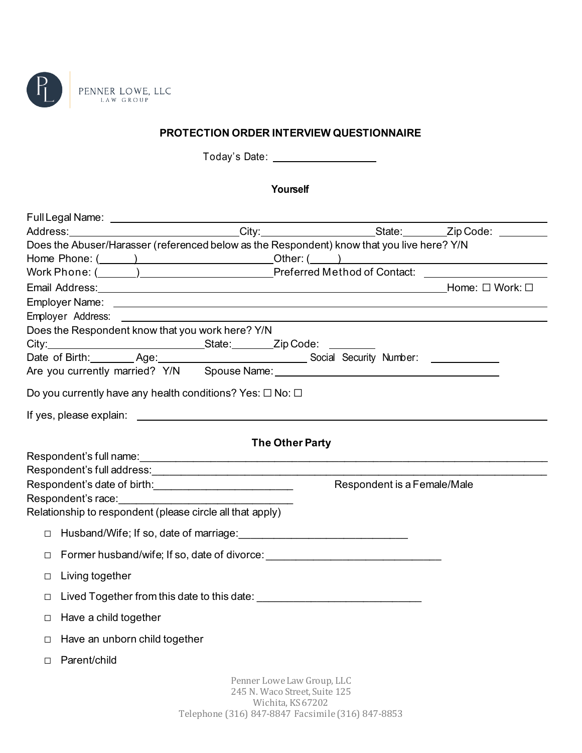PENNER LOWE, LLC
LAW GROUP

## PROTECTION ORDER INTERVIEW QUESTIONNAIRE

Today's Date: ____________________

### Yourself

Full Legal Name: ______________________________________________________________

Address: ______________________________ City: ____________________ State: ________ Zip Code: __________

Does the Abuser/Harasser (referenced below as the Respondent) know that you live here? Y/N

Home Phone: (______) ________________________ Other: (_____) ______________________________

Work Phone: (______) ________________________ Preferred Method of Contact: ____________________

Email Address: ______________________________________________________ Home: ☐ Work: ☐

Employer Name: ______________________________________________________________

Employer Address: ____________________________________________________________

Does the Respondent know that you work here? Y/N

City: ____________________________ State: ________ Zip Code: __________

Date of Birth: ________ Age: ____________________________ Social Security Number: ______________

Are you currently married? Y/N Spouse Name: ______________________________________

Do you currently have any health conditions? Yes: ☐ No: ☐

If yes, please explain: ______________________________________________________________

### The Other Party

Respondent's full name: ______________________________________________________________

Respondent's full address: ____________________________________________________________

Respondent's date of birth: ________________________ Respondent is a Female/Male

Respondent's race: ______________________________

Relationship to respondent (please circle all that apply)

- ☐ Husband/Wife; If so, date of marriage: ______________________________
- ☐ Former husband/wife; If so, date of divorce: ______________________________
- ☐ Living together
- ☐ Lived Together from this date to this date: ______________________________
- ☐ Have a child together
- ☐ Have an unborn child together
- ☐ Parent/child

Penner Lowe Law Group, LLC
245 N. Waco Street, Suite 125
Wichita, KS 67202
Telephone (316) 847-8847 Facsimile (316) 847-8853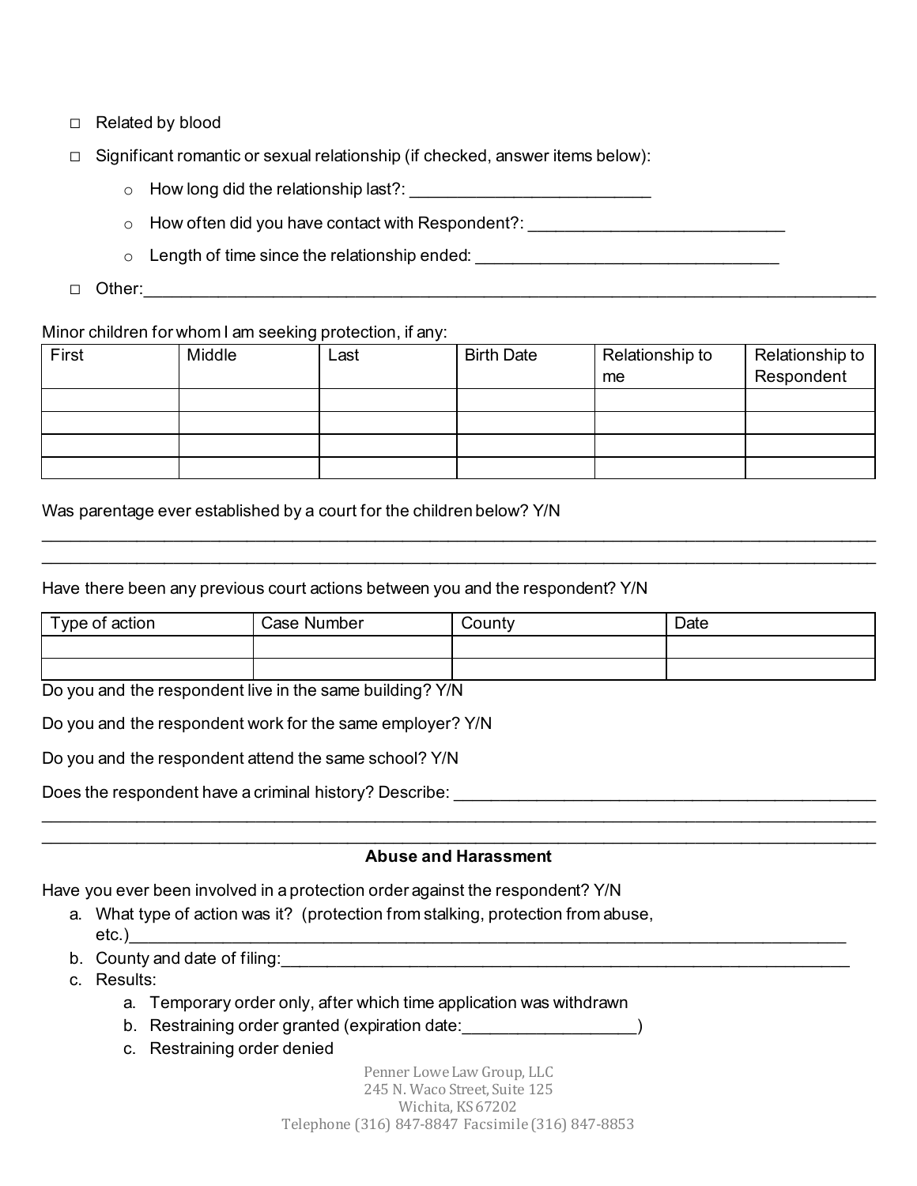- ☐ Related by blood
- ☐ Significant romantic or sexual relationship (if checked, answer items below):
  - How long did the relationship last?: ___________________________
  - How often did you have contact with Respondent?: ____________________________
  - Length of time since the relationship ended: _________________________________
- ☐ Other:___________________________________________________________________________

Minor children for whom I am seeking protection, if any:

| First | Middle | Last | Birth Date | Relationship to me | Relationship to Respondent |
|---|---|---|---|---|---|
| | | | | | |
| | | | | | |
| | | | | | |
| | | | | | |

Was parentage ever established by a court for the children below? Y/N

_______________________________________________________________________________________

_______________________________________________________________________________________

Have there been any previous court actions between you and the respondent? Y/N

| Type of action | Case Number | County | Date |
|---|---|---|---|
| | | | |
| | | | |

Do you and the respondent live in the same building? Y/N

Do you and the respondent work for the same employer? Y/N

Do you and the respondent attend the same school? Y/N

Does the respondent have a criminal history? Describe: _______________________________________

_______________________________________________________________________________________

_______________________________________________________________________________________

## Abuse and Harassment

Have you ever been involved in a protection order against the respondent? Y/N

a. What type of action was it? (protection from stalking, protection from abuse, etc.)_________________________________________________________________________
b. County and date of filing:_____________________________________________________________
c. Results:
   a. Temporary order only, after which time application was withdrawn
   b. Restraining order granted (expiration date:___________________)
   c. Restraining order denied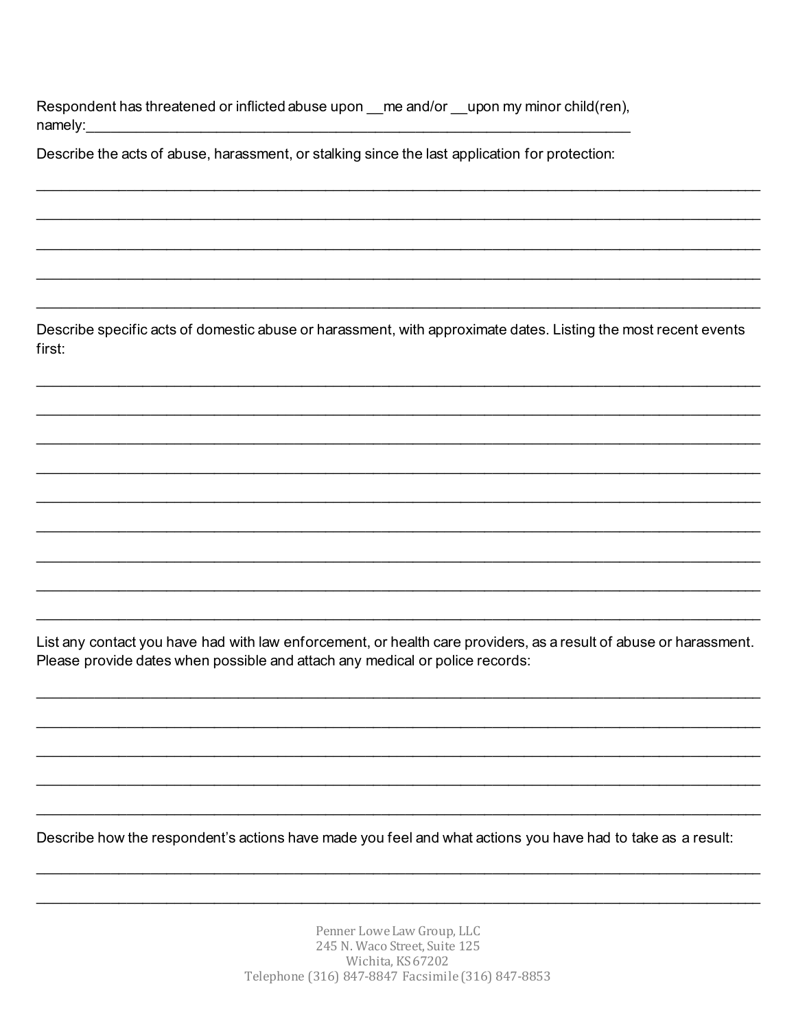Respondent has threatened or inflicted abuse upon __me and/or __upon my minor child(ren), namely:_______________________________________________________________________

Describe the acts of abuse, harassment, or stalking since the last application for protection:

_____________________________________________________________________________________________

_____________________________________________________________________________________________

_____________________________________________________________________________________________

_____________________________________________________________________________________________

_____________________________________________________________________________________________

Describe specific acts of domestic abuse or harassment, with approximate dates. Listing the most recent events first:

_____________________________________________________________________________________________

_____________________________________________________________________________________________

_____________________________________________________________________________________________

_____________________________________________________________________________________________

_____________________________________________________________________________________________

_____________________________________________________________________________________________

_____________________________________________________________________________________________

_____________________________________________________________________________________________

_____________________________________________________________________________________________

List any contact you have had with law enforcement, or health care providers, as a result of abuse or harassment. Please provide dates when possible and attach any medical or police records:

_____________________________________________________________________________________________

_____________________________________________________________________________________________

_____________________________________________________________________________________________

_____________________________________________________________________________________________

_____________________________________________________________________________________________

Describe how the respondent's actions have made you feel and what actions you have had to take as a result:

_____________________________________________________________________________________________

_____________________________________________________________________________________________

Penner Lowe Law Group, LLC
245 N. Waco Street, Suite 125
Wichita, KS 67202
Telephone (316) 847-8847 Facsimile (316) 847-8853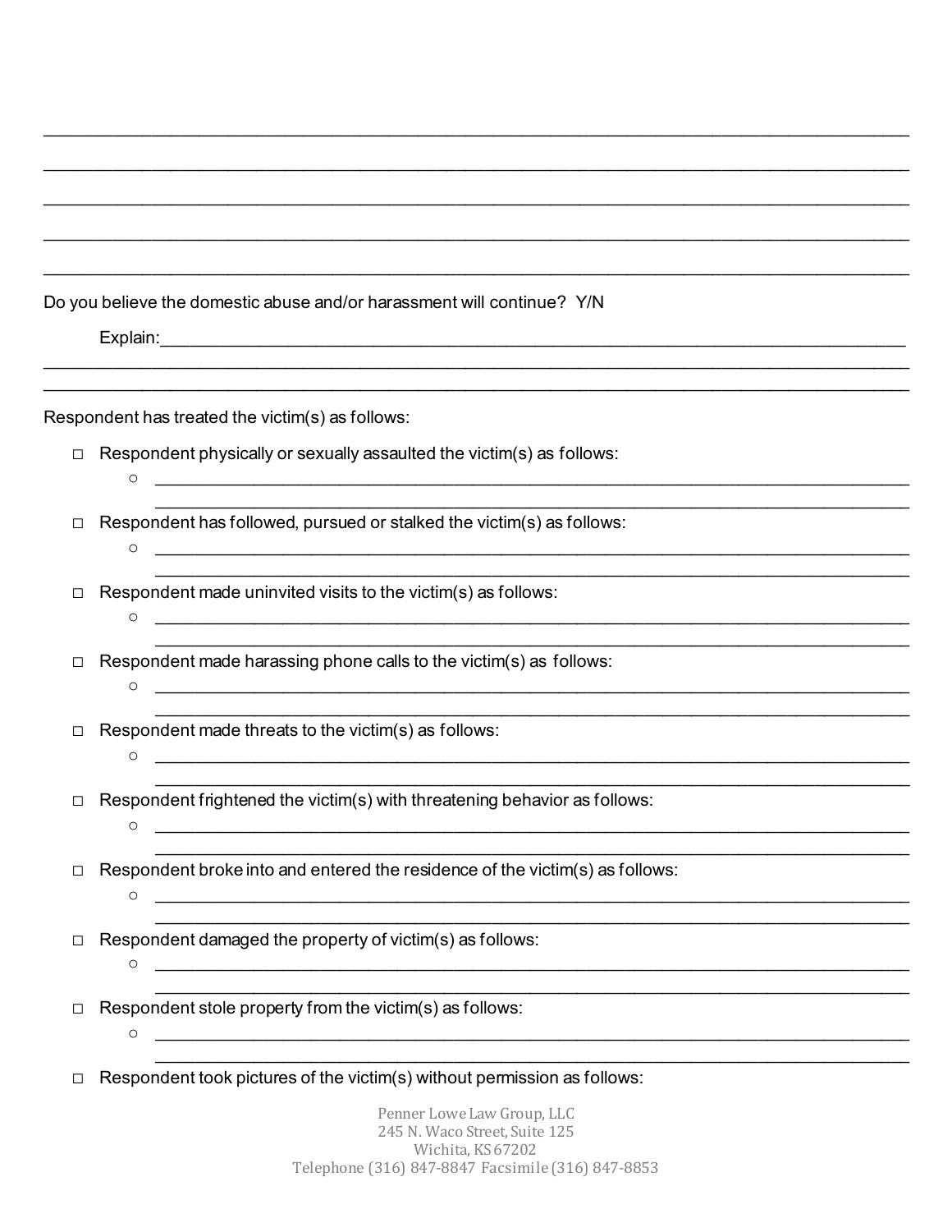\_\_\_\_\_\_\_\_\_\_\_\_\_\_\_\_\_\_\_\_\_\_\_\_\_\_\_\_\_\_\_\_\_\_\_\_\_\_\_\_\_\_\_\_\_\_\_\_\_\_\_\_\_\_\_\_\_\_\_\_\_\_\_\_\_\_\_\_\_\_\_\_\_\_\_\_\_\_\_\_\_

\_\_\_\_\_\_\_\_\_\_\_\_\_\_\_\_\_\_\_\_\_\_\_\_\_\_\_\_\_\_\_\_\_\_\_\_\_\_\_\_\_\_\_\_\_\_\_\_\_\_\_\_\_\_\_\_\_\_\_\_\_\_\_\_\_\_\_\_\_\_\_\_\_\_\_\_\_\_\_\_\_

\_\_\_\_\_\_\_\_\_\_\_\_\_\_\_\_\_\_\_\_\_\_\_\_\_\_\_\_\_\_\_\_\_\_\_\_\_\_\_\_\_\_\_\_\_\_\_\_\_\_\_\_\_\_\_\_\_\_\_\_\_\_\_\_\_\_\_\_\_\_\_\_\_\_\_\_\_\_\_\_\_

\_\_\_\_\_\_\_\_\_\_\_\_\_\_\_\_\_\_\_\_\_\_\_\_\_\_\_\_\_\_\_\_\_\_\_\_\_\_\_\_\_\_\_\_\_\_\_\_\_\_\_\_\_\_\_\_\_\_\_\_\_\_\_\_\_\_\_\_\_\_\_\_\_\_\_\_\_\_\_\_\_

\_\_\_\_\_\_\_\_\_\_\_\_\_\_\_\_\_\_\_\_\_\_\_\_\_\_\_\_\_\_\_\_\_\_\_\_\_\_\_\_\_\_\_\_\_\_\_\_\_\_\_\_\_\_\_\_\_\_\_\_\_\_\_\_\_\_\_\_\_\_\_\_\_\_\_\_\_\_\_\_\_

Do you believe the domestic abuse and/or harassment will continue? Y/N

Explain:\_\_\_\_\_\_\_\_\_\_\_\_\_\_\_\_\_\_\_\_\_\_\_\_\_\_\_\_\_\_\_\_\_\_\_\_\_\_\_\_\_\_\_\_\_\_\_\_\_\_\_\_\_\_\_\_\_\_\_\_\_\_\_\_\_\_\_\_\_\_\_\_\_

\_\_\_\_\_\_\_\_\_\_\_\_\_\_\_\_\_\_\_\_\_\_\_\_\_\_\_\_\_\_\_\_\_\_\_\_\_\_\_\_\_\_\_\_\_\_\_\_\_\_\_\_\_\_\_\_\_\_\_\_\_\_\_\_\_\_\_\_\_\_\_\_\_\_\_\_\_\_\_\_\_

\_\_\_\_\_\_\_\_\_\_\_\_\_\_\_\_\_\_\_\_\_\_\_\_\_\_\_\_\_\_\_\_\_\_\_\_\_\_\_\_\_\_\_\_\_\_\_\_\_\_\_\_\_\_\_\_\_\_\_\_\_\_\_\_\_\_\_\_\_\_\_\_\_\_\_\_\_\_\_\_\_

Respondent has treated the victim(s) as follows:

- ☐ Respondent physically or sexually assaulted the victim(s) as follows:
  - \_\_\_\_\_\_\_\_\_\_\_\_\_\_\_\_\_\_\_\_\_\_\_\_\_\_\_\_\_\_\_\_\_\_\_\_\_\_\_\_\_\_\_\_\_\_\_\_\_\_\_\_\_\_\_\_\_\_\_\_\_\_\_\_\_\_\_\_\_\_\_\_
    \_\_\_\_\_\_\_\_\_\_\_\_\_\_\_\_\_\_\_\_\_\_\_\_\_\_\_\_\_\_\_\_\_\_\_\_\_\_\_\_\_\_\_\_\_\_\_\_\_\_\_\_\_\_\_\_\_\_\_\_\_\_\_\_\_\_\_\_\_\_\_\_
- ☐ Respondent has followed, pursued or stalked the victim(s) as follows:
  - \_\_\_\_\_\_\_\_\_\_\_\_\_\_\_\_\_\_\_\_\_\_\_\_\_\_\_\_\_\_\_\_\_\_\_\_\_\_\_\_\_\_\_\_\_\_\_\_\_\_\_\_\_\_\_\_\_\_\_\_\_\_\_\_\_\_\_\_\_\_\_\_
    \_\_\_\_\_\_\_\_\_\_\_\_\_\_\_\_\_\_\_\_\_\_\_\_\_\_\_\_\_\_\_\_\_\_\_\_\_\_\_\_\_\_\_\_\_\_\_\_\_\_\_\_\_\_\_\_\_\_\_\_\_\_\_\_\_\_\_\_\_\_\_\_
- ☐ Respondent made uninvited visits to the victim(s) as follows:
  - \_\_\_\_\_\_\_\_\_\_\_\_\_\_\_\_\_\_\_\_\_\_\_\_\_\_\_\_\_\_\_\_\_\_\_\_\_\_\_\_\_\_\_\_\_\_\_\_\_\_\_\_\_\_\_\_\_\_\_\_\_\_\_\_\_\_\_\_\_\_\_\_
    \_\_\_\_\_\_\_\_\_\_\_\_\_\_\_\_\_\_\_\_\_\_\_\_\_\_\_\_\_\_\_\_\_\_\_\_\_\_\_\_\_\_\_\_\_\_\_\_\_\_\_\_\_\_\_\_\_\_\_\_\_\_\_\_\_\_\_\_\_\_\_\_
- ☐ Respondent made harassing phone calls to the victim(s) as follows:
  - \_\_\_\_\_\_\_\_\_\_\_\_\_\_\_\_\_\_\_\_\_\_\_\_\_\_\_\_\_\_\_\_\_\_\_\_\_\_\_\_\_\_\_\_\_\_\_\_\_\_\_\_\_\_\_\_\_\_\_\_\_\_\_\_\_\_\_\_\_\_\_\_
    \_\_\_\_\_\_\_\_\_\_\_\_\_\_\_\_\_\_\_\_\_\_\_\_\_\_\_\_\_\_\_\_\_\_\_\_\_\_\_\_\_\_\_\_\_\_\_\_\_\_\_\_\_\_\_\_\_\_\_\_\_\_\_\_\_\_\_\_\_\_\_\_
- ☐ Respondent made threats to the victim(s) as follows:
  - \_\_\_\_\_\_\_\_\_\_\_\_\_\_\_\_\_\_\_\_\_\_\_\_\_\_\_\_\_\_\_\_\_\_\_\_\_\_\_\_\_\_\_\_\_\_\_\_\_\_\_\_\_\_\_\_\_\_\_\_\_\_\_\_\_\_\_\_\_\_\_\_
    \_\_\_\_\_\_\_\_\_\_\_\_\_\_\_\_\_\_\_\_\_\_\_\_\_\_\_\_\_\_\_\_\_\_\_\_\_\_\_\_\_\_\_\_\_\_\_\_\_\_\_\_\_\_\_\_\_\_\_\_\_\_\_\_\_\_\_\_\_\_\_\_
- ☐ Respondent frightened the victim(s) with threatening behavior as follows:
  - \_\_\_\_\_\_\_\_\_\_\_\_\_\_\_\_\_\_\_\_\_\_\_\_\_\_\_\_\_\_\_\_\_\_\_\_\_\_\_\_\_\_\_\_\_\_\_\_\_\_\_\_\_\_\_\_\_\_\_\_\_\_\_\_\_\_\_\_\_\_\_\_
    \_\_\_\_\_\_\_\_\_\_\_\_\_\_\_\_\_\_\_\_\_\_\_\_\_\_\_\_\_\_\_\_\_\_\_\_\_\_\_\_\_\_\_\_\_\_\_\_\_\_\_\_\_\_\_\_\_\_\_\_\_\_\_\_\_\_\_\_\_\_\_\_
- ☐ Respondent broke into and entered the residence of the victim(s) as follows:
  - \_\_\_\_\_\_\_\_\_\_\_\_\_\_\_\_\_\_\_\_\_\_\_\_\_\_\_\_\_\_\_\_\_\_\_\_\_\_\_\_\_\_\_\_\_\_\_\_\_\_\_\_\_\_\_\_\_\_\_\_\_\_\_\_\_\_\_\_\_\_\_\_
    \_\_\_\_\_\_\_\_\_\_\_\_\_\_\_\_\_\_\_\_\_\_\_\_\_\_\_\_\_\_\_\_\_\_\_\_\_\_\_\_\_\_\_\_\_\_\_\_\_\_\_\_\_\_\_\_\_\_\_\_\_\_\_\_\_\_\_\_\_\_\_\_
- ☐ Respondent damaged the property of victim(s) as follows:
  - \_\_\_\_\_\_\_\_\_\_\_\_\_\_\_\_\_\_\_\_\_\_\_\_\_\_\_\_\_\_\_\_\_\_\_\_\_\_\_\_\_\_\_\_\_\_\_\_\_\_\_\_\_\_\_\_\_\_\_\_\_\_\_\_\_\_\_\_\_\_\_\_
    \_\_\_\_\_\_\_\_\_\_\_\_\_\_\_\_\_\_\_\_\_\_\_\_\_\_\_\_\_\_\_\_\_\_\_\_\_\_\_\_\_\_\_\_\_\_\_\_\_\_\_\_\_\_\_\_\_\_\_\_\_\_\_\_\_\_\_\_\_\_\_\_
- ☐ Respondent stole property from the victim(s) as follows:
  - \_\_\_\_\_\_\_\_\_\_\_\_\_\_\_\_\_\_\_\_\_\_\_\_\_\_\_\_\_\_\_\_\_\_\_\_\_\_\_\_\_\_\_\_\_\_\_\_\_\_\_\_\_\_\_\_\_\_\_\_\_\_\_\_\_\_\_\_\_\_\_\_
    \_\_\_\_\_\_\_\_\_\_\_\_\_\_\_\_\_\_\_\_\_\_\_\_\_\_\_\_\_\_\_\_\_\_\_\_\_\_\_\_\_\_\_\_\_\_\_\_\_\_\_\_\_\_\_\_\_\_\_\_\_\_\_\_\_\_\_\_\_\_\_\_
- ☐ Respondent took pictures of the victim(s) without permission as follows: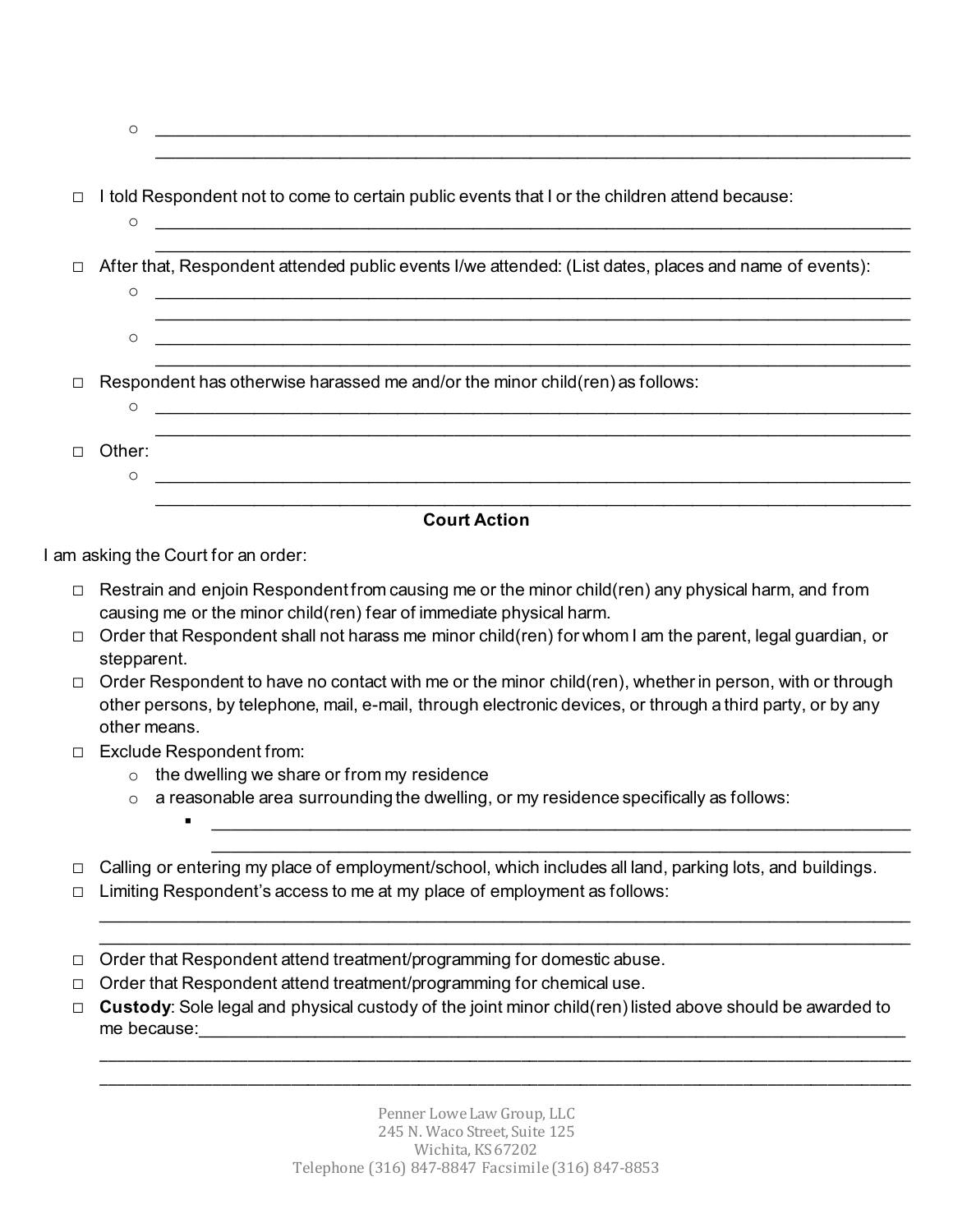- ______________________________________________________________________________
  ______________________________________________________________________________

☐ I told Respondent not to come to certain public events that I or the children attend because:

- ______________________________________________________________________________
  ______________________________________________________________________________

☐ After that, Respondent attended public events I/we attended: (List dates, places and name of events):

- ______________________________________________________________________________
  ______________________________________________________________________________
- ______________________________________________________________________________
  ______________________________________________________________________________

☐ Respondent has otherwise harassed me and/or the minor child(ren) as follows:

- ______________________________________________________________________________
  ______________________________________________________________________________

☐ Other:

- ______________________________________________________________________________
  ______________________________________________________________________________

**Court Action**

I am asking the Court for an order:

☐ Restrain and enjoin Respondent from causing me or the minor child(ren) any physical harm, and from causing me or the minor child(ren) fear of immediate physical harm.

☐ Order that Respondent shall not harass me minor child(ren) for whom I am the parent, legal guardian, or stepparent.

☐ Order Respondent to have no contact with me or the minor child(ren), whether in person, with or through other persons, by telephone, mail, e-mail, through electronic devices, or through a third party, or by any other means.

☐ Exclude Respondent from:

- the dwelling we share or from my residence
- a reasonable area surrounding the dwelling, or my residence specifically as follows:
  - ______________________________________________________________________________
    ______________________________________________________________________________

☐ Calling or entering my place of employment/school, which includes all land, parking lots, and buildings.

☐ Limiting Respondent's access to me at my place of employment as follows:

______________________________________________________________________________
______________________________________________________________________________

☐ Order that Respondent attend treatment/programming for domestic abuse.

☐ Order that Respondent attend treatment/programming for chemical use.

☐ **Custody**: Sole legal and physical custody of the joint minor child(ren) listed above should be awarded to me because:______________________________________________________________________________

______________________________________________________________________________
______________________________________________________________________________

Penner Lowe Law Group, LLC
245 N. Waco Street, Suite 125
Wichita, KS 67202
Telephone (316) 847-8847 Facsimile (316) 847-8853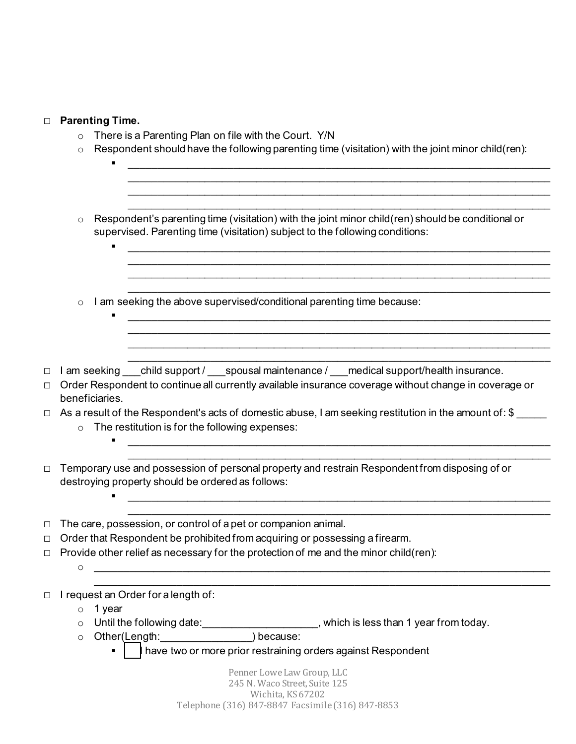- ☐ **Parenting Time.**
  - There is a Parenting Plan on file with the Court. Y/N
  - Respondent should have the following parenting time (visitation) with the joint minor child(ren):
    - ____________________________________________________________________________
      ____________________________________________________________________________
      ____________________________________________________________________________
      ____________________________________________________________________________
  - Respondent's parenting time (visitation) with the joint minor child(ren) should be conditional or supervised. Parenting time (visitation) subject to the following conditions:
    - ____________________________________________________________________________
      ____________________________________________________________________________
      ____________________________________________________________________________
      ____________________________________________________________________________
  - I am seeking the above supervised/conditional parenting time because:
    - ____________________________________________________________________________
      ____________________________________________________________________________
      ____________________________________________________________________________
      ____________________________________________________________________________
- ☐ I am seeking ___child support / ___spousal maintenance / ___medical support/health insurance.
- ☐ Order Respondent to continue all currently available insurance coverage without change in coverage or beneficiaries.
- ☐ As a result of the Respondent's acts of domestic abuse, I am seeking restitution in the amount of: $ _____
  - The restitution is for the following expenses:
    - ____________________________________________________________________________
      ____________________________________________________________________________
- ☐ Temporary use and possession of personal property and restrain Respondent from disposing of or destroying property should be ordered as follows:
  - ____________________________________________________________________________
    ____________________________________________________________________________
- ☐ The care, possession, or control of a pet or companion animal.
- ☐ Order that Respondent be prohibited from acquiring or possessing a firearm.
- ☐ Provide other relief as necessary for the protection of me and the minor child(ren):
  - ____________________________________________________________________________
    ____________________________________________________________________________
- ☐ I request an Order for a length of:
  - 1 year
  - Until the following date:____________________, which is less than 1 year from today.
  - Other(Length:________________) because:
    - ☐ I have two or more prior restraining orders against Respondent

Penner Lowe Law Group, LLC
245 N. Waco Street, Suite 125
Wichita, KS 67202
Telephone (316) 847-8847 Facsimile (316) 847-8853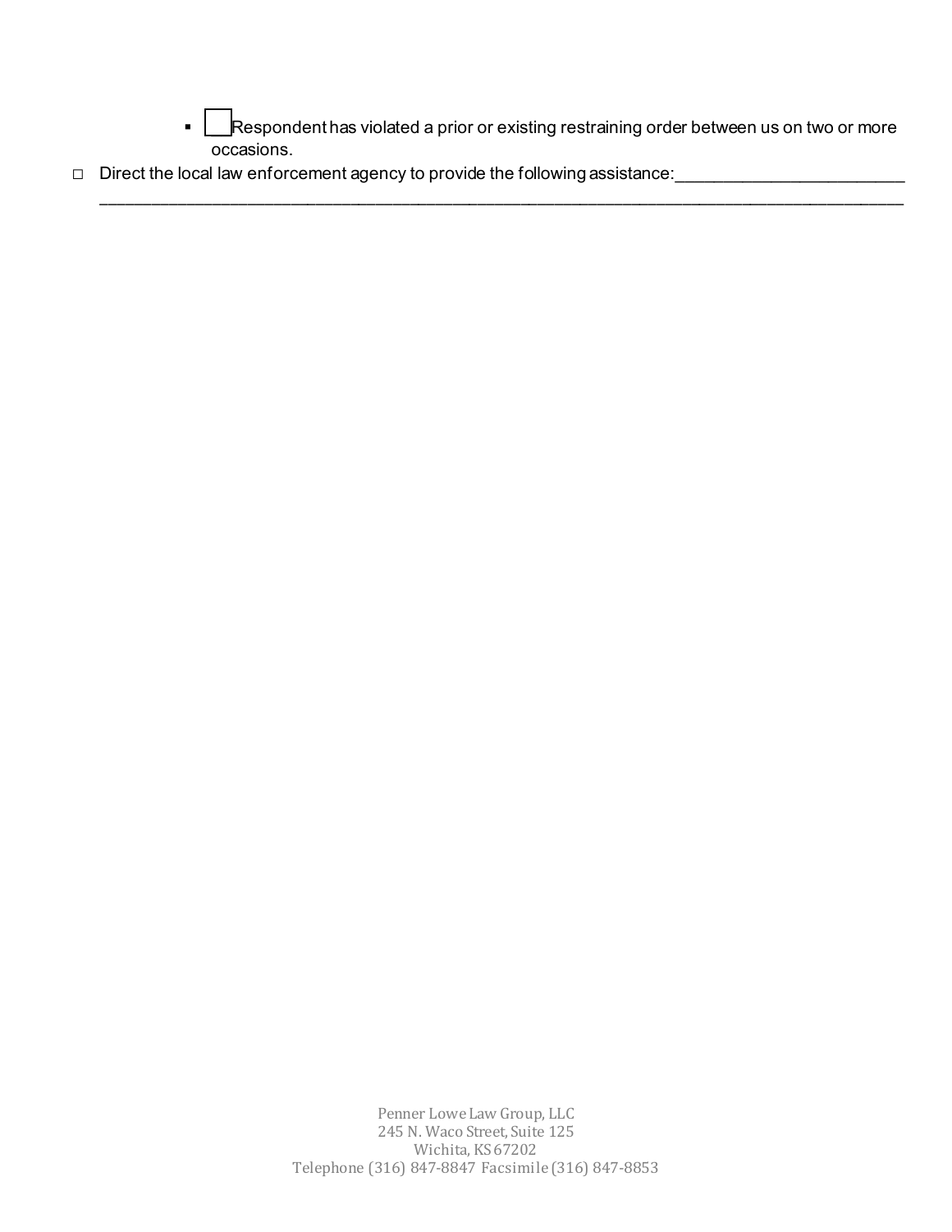- ☐ Respondent has violated a prior or existing restraining order between us on two or more occasions.

☐ Direct the local law enforcement agency to provide the following assistance:________________________
_________________________________________________________________________________

Penner Lowe Law Group, LLC
245 N. Waco Street, Suite 125
Wichita, KS 67202
Telephone (316) 847-8847 Facsimile (316) 847-8853